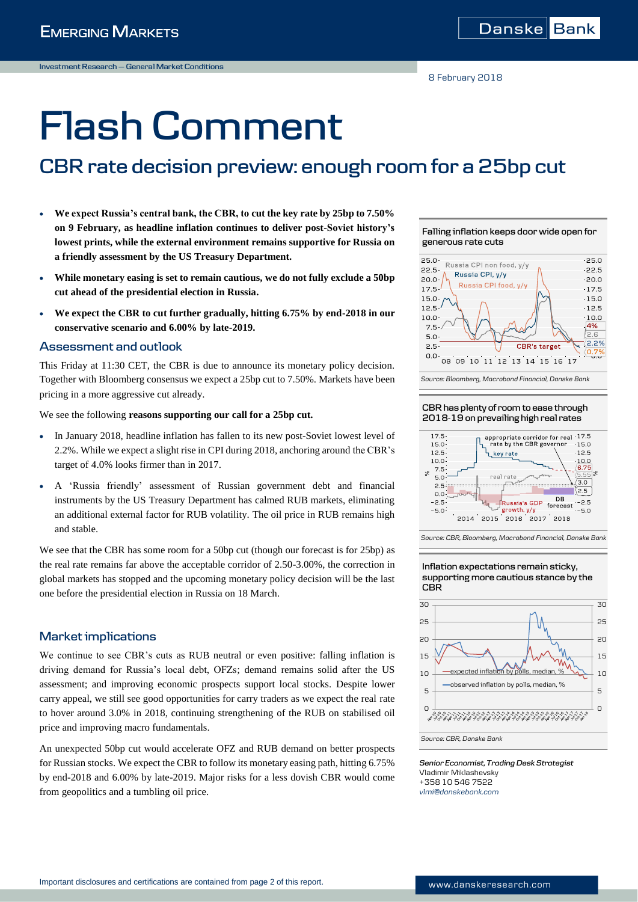8 February 2018

# Flash Comment

## CBR rate decision preview: enough room for a 25bp cut

- **We expect Russia's central bank, the CBR, to cut the key rate by 25bp to 7.50% on 9 February, as headline inflation continues to deliver post-Soviet history's lowest prints, while the external environment remains supportive for Russia on a friendly assessment by the US Treasury Department.**
- **While monetary easing is set to remain cautious, we do not fully exclude a 50bp cut ahead of the presidential election in Russia.**
- **We expect the CBR to cut further gradually, hitting 6.75% by end-2018 in our conservative scenario and 6.00% by late-2019.**

### Assessment and outlook

This Friday at 11:30 CET, the CBR is due to announce its monetary policy decision. Together with Bloomberg consensus we expect a 25bp cut to 7.50%. Markets have been pricing in a more aggressive cut already.

We see the following **reasons supporting our call for a 25bp cut.**

- In January 2018, headline inflation has fallen to its new post-Soviet lowest level of 2.2%. While we expect a slight rise in CPI during 2018, anchoring around the CBR's target of 4.0% looks firmer than in 2017.
- A 'Russia friendly' assessment of Russian government debt and financial instruments by the US Treasury Department has calmed RUB markets, eliminating an additional external factor for RUB volatility. The oil price in RUB remains high and stable.

We see that the CBR has some room for a 50bp cut (though our forecast is for 25bp) as the real rate remains far above the acceptable corridor of 2.50-3.00%, the correction in global markets has stopped and the upcoming monetary policy decision will be the last one before the presidential election in Russia on 18 March.

### Market implications

We continue to see CBR's cuts as RUB neutral or even positive: falling inflation is driving demand for Russia's local debt, OFZs; demand remains solid after the US assessment; and improving economic prospects support local stocks. Despite lower carry appeal, we still see good opportunities for carry traders as we expect the real rate to hover around 3.0% in 2018, continuing strengthening of the RUB on stabilised oil price and improving macro fundamentals.

An unexpected 50bp cut would accelerate OFZ and RUB demand on better prospects for Russian stocks. We expect the CBR to follow its monetary easing path, hitting 6.75% by end-2018 and 6.00% by late-2019. Major risks for a less dovish CBR would come from geopolitics and a tumbling oil price.

**Falling inflation keeps door wide open for generous rate cuts**

*Source: Bloomberg, Macrobond Financial, Danske Bank*

**CBR has plenty of room to ease through 2018-19 on prevailing high real rates**

*Source: CBR, Bloomberg, Macrobond Financial, Danske Bank*

**Inflation expectations remain sticky, supporting more cautious stance by the CBR**

*Source: CBR, Danske Bank*

*Senior Economist, Trading Desk Strategist*
Vladimir Miklashevsky
+358 10 546 7522
vlmi@danskebank.com

Important disclosures and certifications are contained from page 2 of this report.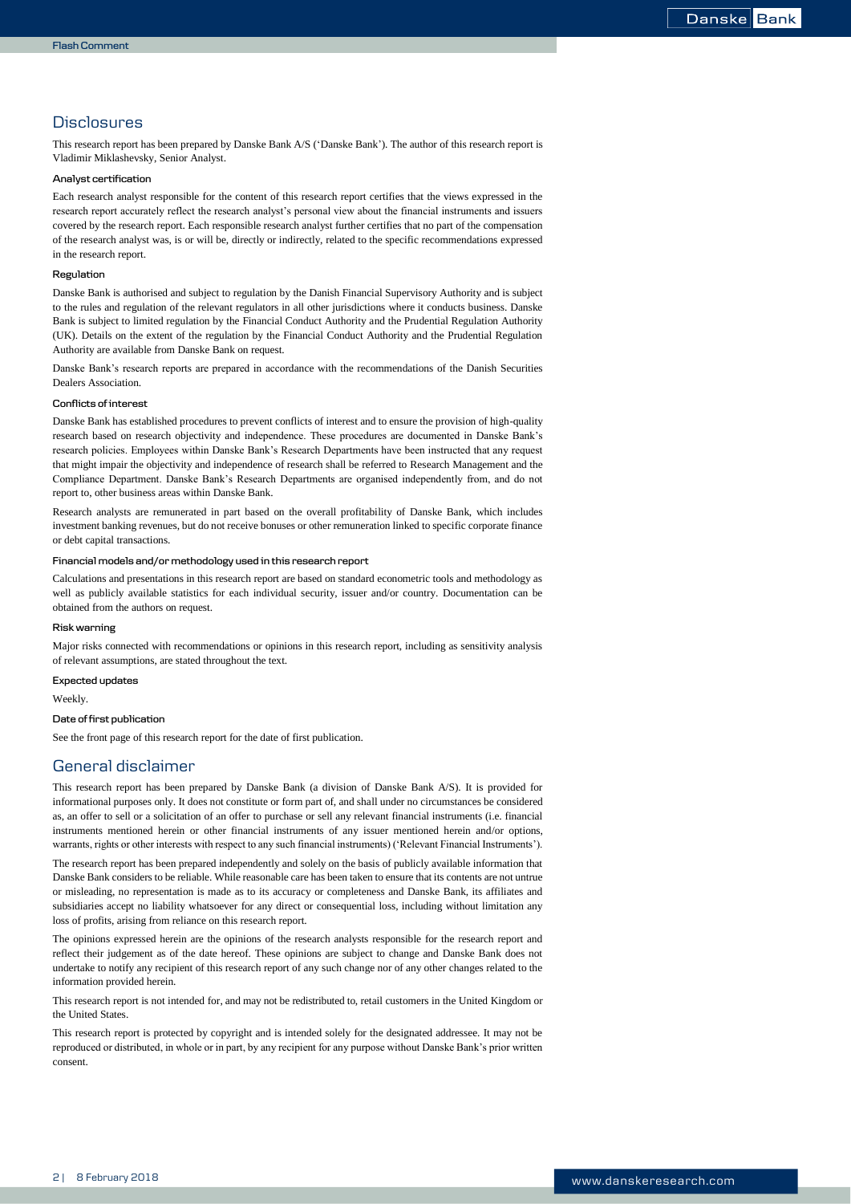## Disclosures

This research report has been prepared by Danske Bank A/S ('Danske Bank'). The author of this research report is Vladimir Miklashevsky, Senior Analyst.

### Analyst certification

Each research analyst responsible for the content of this research report certifies that the views expressed in the research report accurately reflect the research analyst's personal view about the financial instruments and issuers covered by the research report. Each responsible research analyst further certifies that no part of the compensation of the research analyst was, is or will be, directly or indirectly, related to the specific recommendations expressed in the research report.

### Regulation

Danske Bank is authorised and subject to regulation by the Danish Financial Supervisory Authority and is subject to the rules and regulation of the relevant regulators in all other jurisdictions where it conducts business. Danske Bank is subject to limited regulation by the Financial Conduct Authority and the Prudential Regulation Authority (UK). Details on the extent of the regulation by the Financial Conduct Authority and the Prudential Regulation Authority are available from Danske Bank on request.

Danske Bank's research reports are prepared in accordance with the recommendations of the Danish Securities Dealers Association.

### Conflicts of interest

Danske Bank has established procedures to prevent conflicts of interest and to ensure the provision of high-quality research based on research objectivity and independence. These procedures are documented in Danske Bank's research policies. Employees within Danske Bank's Research Departments have been instructed that any request that might impair the objectivity and independence of research shall be referred to Research Management and the Compliance Department. Danske Bank's Research Departments are organised independently from, and do not report to, other business areas within Danske Bank.

Research analysts are remunerated in part based on the overall profitability of Danske Bank, which includes investment banking revenues, but do not receive bonuses or other remuneration linked to specific corporate finance or debt capital transactions.

### Financial models and/or methodology used in this research report

Calculations and presentations in this research report are based on standard econometric tools and methodology as well as publicly available statistics for each individual security, issuer and/or country. Documentation can be obtained from the authors on request.

### Risk warning

Major risks connected with recommendations or opinions in this research report, including as sensitivity analysis of relevant assumptions, are stated throughout the text.

### Expected updates

Weekly.

### Date of first publication

See the front page of this research report for the date of first publication.

## General disclaimer

This research report has been prepared by Danske Bank (a division of Danske Bank A/S). It is provided for informational purposes only. It does not constitute or form part of, and shall under no circumstances be considered as, an offer to sell or a solicitation of an offer to purchase or sell any relevant financial instruments (i.e. financial instruments mentioned herein or other financial instruments of any issuer mentioned herein and/or options, warrants, rights or other interests with respect to any such financial instruments) ('Relevant Financial Instruments').

The research report has been prepared independently and solely on the basis of publicly available information that Danske Bank considers to be reliable. While reasonable care has been taken to ensure that its contents are not untrue or misleading, no representation is made as to its accuracy or completeness and Danske Bank, its affiliates and subsidiaries accept no liability whatsoever for any direct or consequential loss, including without limitation any loss of profits, arising from reliance on this research report.

The opinions expressed herein are the opinions of the research analysts responsible for the research report and reflect their judgement as of the date hereof. These opinions are subject to change and Danske Bank does not undertake to notify any recipient of this research report of any such change nor of any other changes related to the information provided herein.

This research report is not intended for, and may not be redistributed to, retail customers in the United Kingdom or the United States.

This research report is protected by copyright and is intended solely for the designated addressee. It may not be reproduced or distributed, in whole or in part, by any recipient for any purpose without Danske Bank's prior written consent.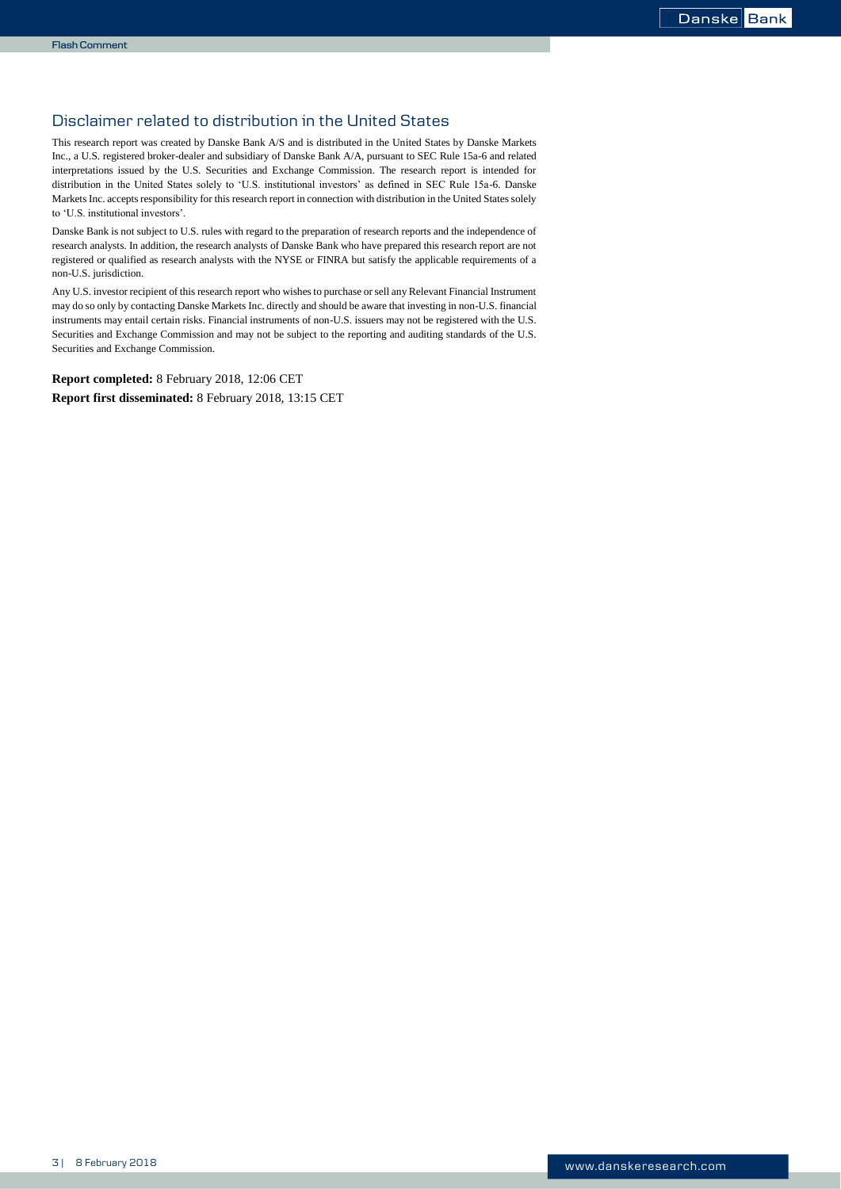## Disclaimer related to distribution in the United States

This research report was created by Danske Bank A/S and is distributed in the United States by Danske Markets Inc., a U.S. registered broker-dealer and subsidiary of Danske Bank A/A, pursuant to SEC Rule 15a-6 and related interpretations issued by the U.S. Securities and Exchange Commission. The research report is intended for distribution in the United States solely to 'U.S. institutional investors' as defined in SEC Rule 15a-6. Danske Markets Inc. accepts responsibility for this research report in connection with distribution in the United States solely to 'U.S. institutional investors'.

Danske Bank is not subject to U.S. rules with regard to the preparation of research reports and the independence of research analysts. In addition, the research analysts of Danske Bank who have prepared this research report are not registered or qualified as research analysts with the NYSE or FINRA but satisfy the applicable requirements of a non-U.S. jurisdiction.

Any U.S. investor recipient of this research report who wishes to purchase or sell any Relevant Financial Instrument may do so only by contacting Danske Markets Inc. directly and should be aware that investing in non-U.S. financial instruments may entail certain risks. Financial instruments of non-U.S. issuers may not be registered with the U.S. Securities and Exchange Commission and may not be subject to the reporting and auditing standards of the U.S. Securities and Exchange Commission.

**Report completed:** 8 February 2018, 12:06 CET

**Report first disseminated:** 8 February 2018, 13:15 CET